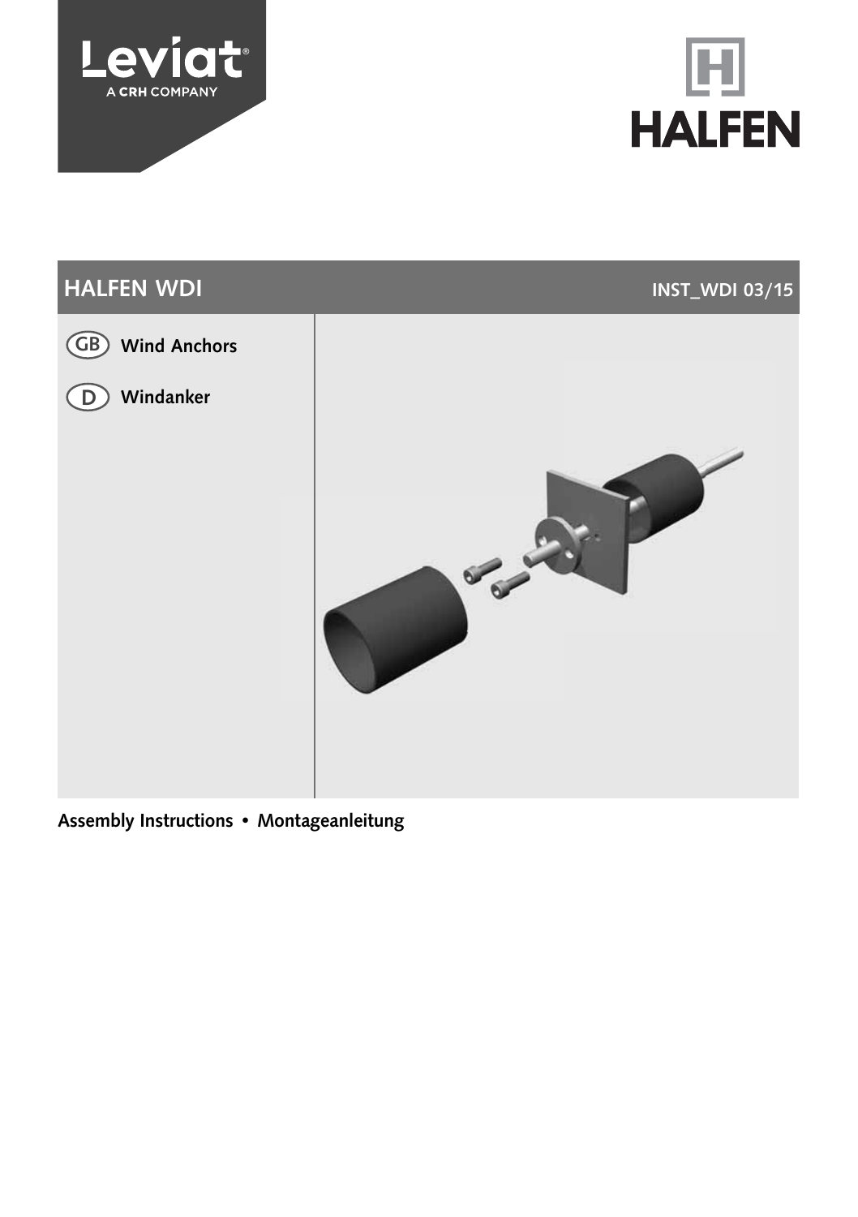Leviat
A CRH COMPANY

HALFEN

# HALFEN WDI

INST_WDI 03/15

(GB) **Wind Anchors**

(D) **Windanker**

**Assembly Instructions • Montageanleitung**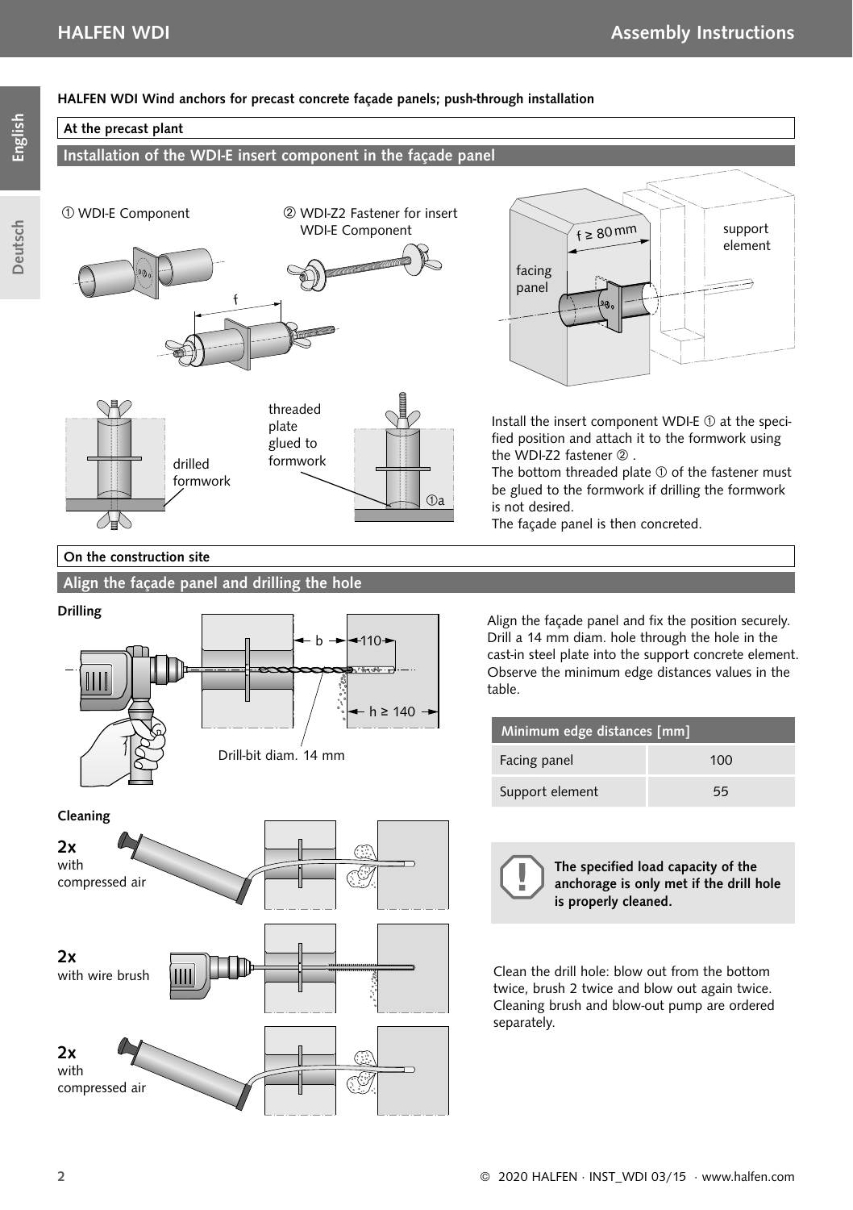**HALFEN WDI Wind anchors for precast concrete façade panels; push-through installation**

## At the precast plant

### Installation of the WDI-E insert component in the façade panel

① WDI-E Component

② WDI-Z2 Fastener for insert WDI-E Component

f

f ≥ 80 mm

facing panel

support element

drilled formwork

threaded plate glued to formwork

①a

Install the insert component WDI-E ① at the specified position and attach it to the formwork using the WDI-Z2 fastener ② .
The bottom threaded plate ① of the fastener must be glued to the formwork if drilling the formwork is not desired.
The façade panel is then concreted.

## On the construction site

### Align the façade panel and drilling the hole

**Drilling**

b

110

h ≥ 140

Drill-bit diam. 14 mm

Align the façade panel and fix the position securely. Drill a 14 mm diam. hole through the hole in the cast-in steel plate into the support concrete element. Observe the minimum edge distances values in the table.

| Minimum edge distances [mm] | |
|---|---|
| Facing panel | 100 |
| Support element | 55 |

**Cleaning**

**2x** with compressed air

**2x** with wire brush

**2x** with compressed air

**The specified load capacity of the anchorage is only met if the drill hole is properly cleaned.**

Clean the drill hole: blow out from the bottom twice, brush 2 twice and blow out again twice. Cleaning brush and blow-out pump are ordered separately.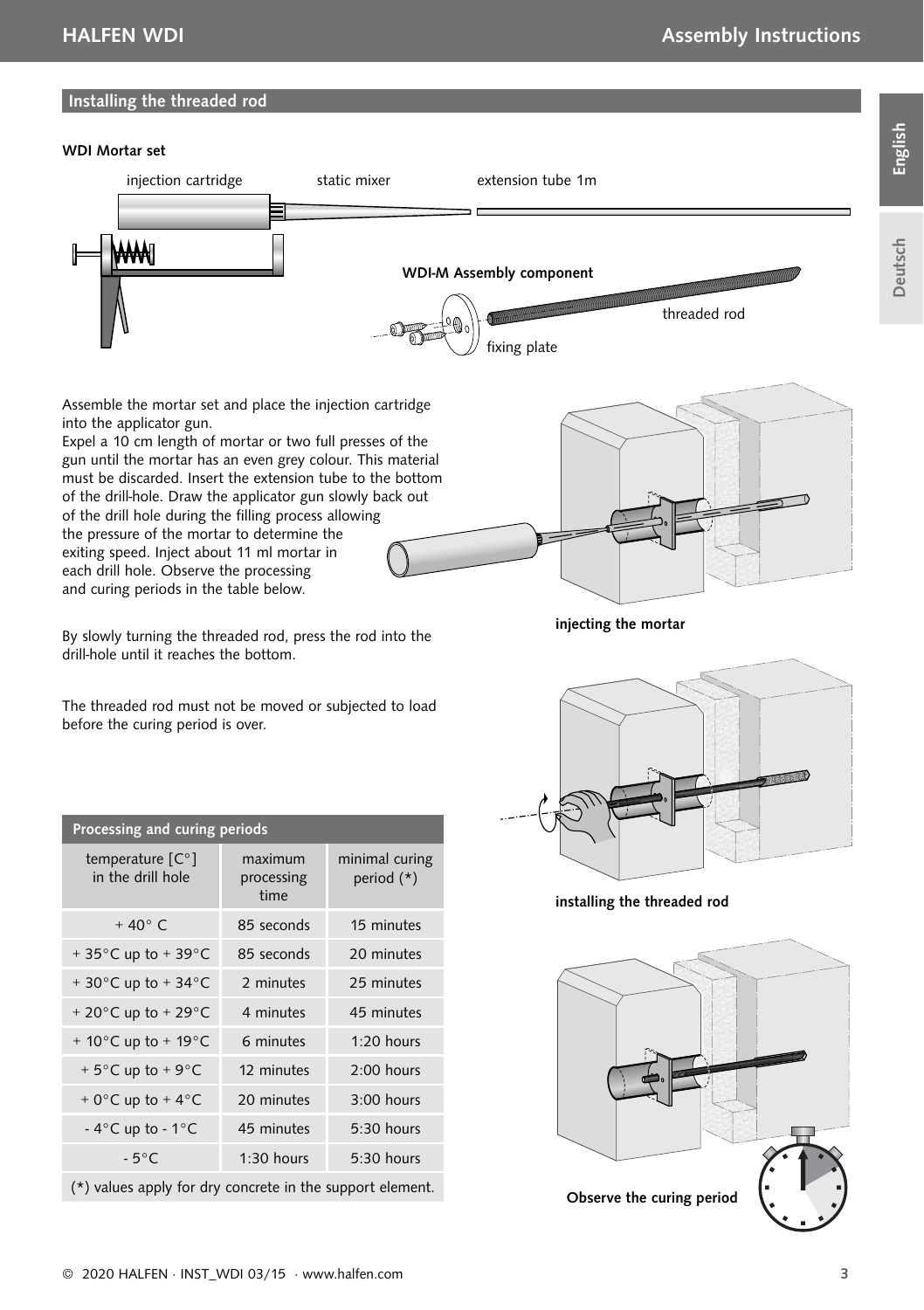## Installing the threaded rod

**WDI Mortar set**

injection cartridge

static mixer

extension tube 1m

**WDI-M Assembly component**

threaded rod

fixing plate

Assemble the mortar set and place the injection cartridge into the applicator gun.
Expel a 10 cm length of mortar or two full presses of the gun until the mortar has an even grey colour. This material must be discarded. Insert the extension tube to the bottom of the drill-hole. Draw the applicator gun slowly back out of the drill hole during the filling process allowing the pressure of the mortar to determine the exiting speed. Inject about 11 ml mortar in each drill hole. Observe the processing and curing periods in the table below.

**injecting the mortar**

By slowly turning the threaded rod, press the rod into the drill-hole until it reaches the bottom.

The threaded rod must not be moved or subjected to load before the curing period is over.

**installing the threaded rod**

| Processing and curing periods | | |
|---|---|---|
| temperature [C°] in the drill hole | maximum processing time | minimal curing period (*) |
| + 40° C | 85 seconds | 15 minutes |
| + 35°C up to + 39°C | 85 seconds | 20 minutes |
| + 30°C up to + 34°C | 2 minutes | 25 minutes |
| + 20°C up to + 29°C | 4 minutes | 45 minutes |
| + 10°C up to + 19°C | 6 minutes | 1:20 hours |
| + 5°C up to + 9°C | 12 minutes | 2:00 hours |
| + 0°C up to + 4°C | 20 minutes | 3:00 hours |
| - 4°C up to - 1°C | 45 minutes | 5:30 hours |
| - 5°C | 1:30 hours | 5:30 hours |

(*) values apply for dry concrete in the support element.

**Observe the curing period**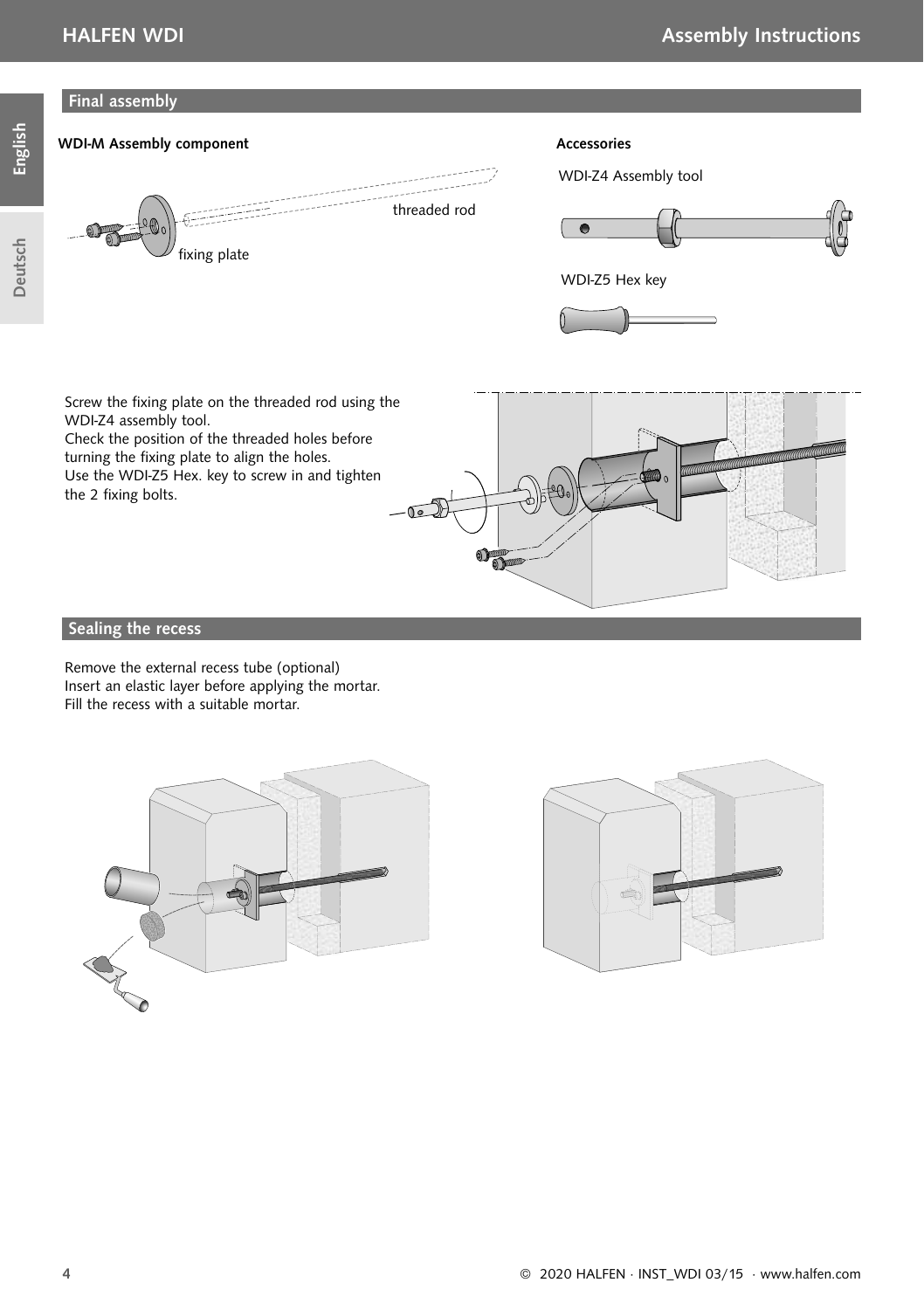## Final assembly

**WDI-M Assembly component**

threaded rod

fixing plate

**Accessories**

WDI-Z4 Assembly tool

WDI-Z5 Hex key

Screw the fixing plate on the threaded rod using the WDI-Z4 assembly tool.
Check the position of the threaded holes before turning the fixing plate to align the holes.
Use the WDI-Z5 Hex. key to screw in and tighten the 2 fixing bolts.

## Sealing the recess

Remove the external recess tube (optional)
Insert an elastic layer before applying the mortar.
Fill the recess with a suitable mortar.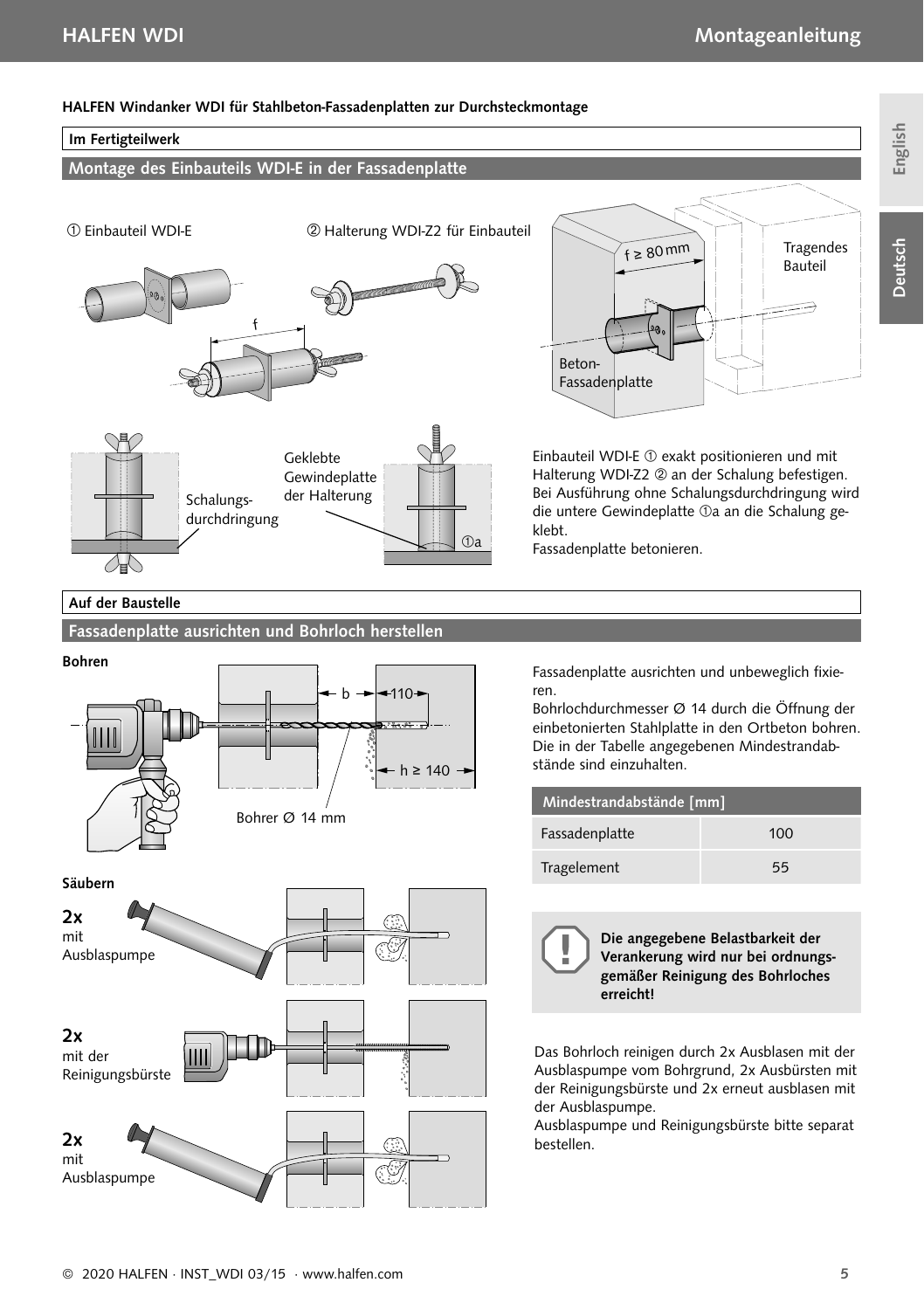**HALFEN Windanker WDI für Stahlbeton-Fassadenplatten zur Durchsteckmontage**

**Im Fertigteilwerk**

## Montage des Einbauteils WDI-E in der Fassadenplatte

① Einbauteil WDI-E

② Halterung WDI-Z2 für Einbauteil

Einbauteil WDI-E ① exakt positionieren und mit Halterung WDI-Z2 ② an der Schalung befestigen. Bei Ausführung ohne Schalungsdurchdringung wird die untere Gewindeplatte ①a an die Schalung geklebt.
Fassadenplatte betonieren.

**Auf der Baustelle**

## Fassadenplatte ausrichten und Bohrloch herstellen

**Bohren**

Fassadenplatte ausrichten und unbeweglich fixieren.
Bohrlochdurchmesser Ø 14 durch die Öffnung der einbetonierten Stahlplatte in den Ortbeton bohren. Die in der Tabelle angegebenen Mindestrandabstände sind einzuhalten.

| Mindestrandabstände [mm] | |
|---|---|
| Fassadenplatte | 100 |
| Tragelement | 55 |

**Säubern**

**2x** mit Ausblaspumpe

**2x** mit der Reinigungsbürste

**2x** mit Ausblaspumpe

**Die angegebene Belastbarkeit der Verankerung wird nur bei ordnungsgemäßer Reinigung des Bohrloches erreicht!**

Das Bohrloch reinigen durch 2x Ausblasen mit der Ausblaspumpe vom Bohrgrund, 2x Ausbürsten mit der Reinigungsbürste und 2x erneut ausblasen mit der Ausblaspumpe.
Ausblaspumpe und Reinigungsbürste bitte separat bestellen.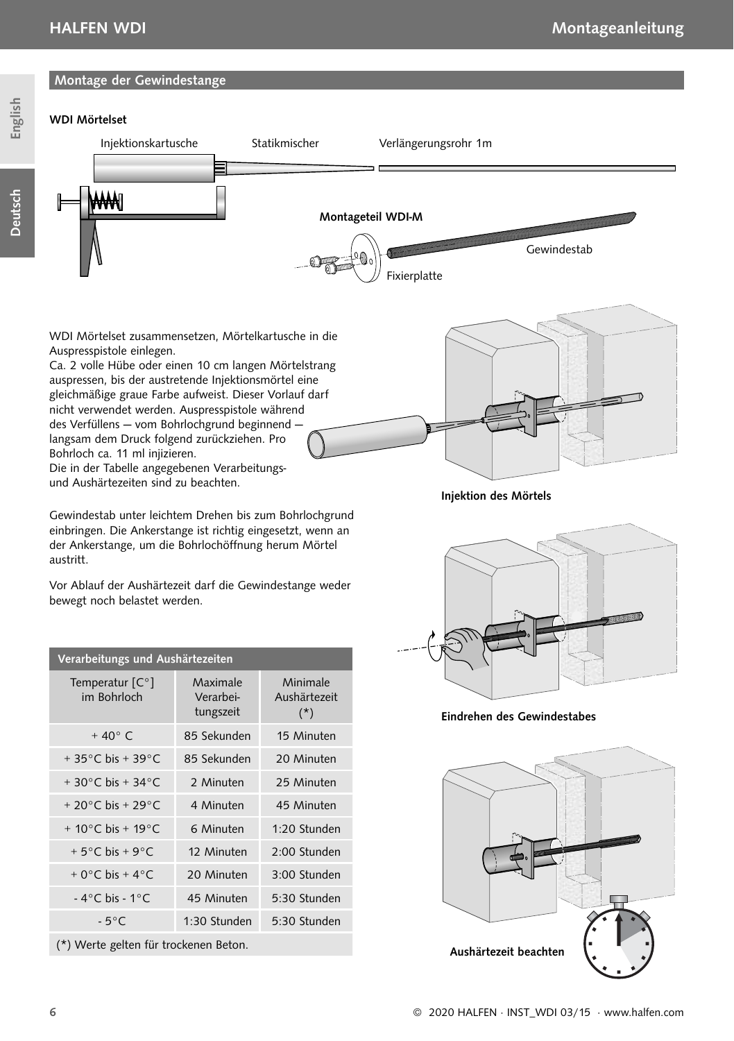## Montage der Gewindestange

**WDI Mörtelset**

Injektionskartusche

Statikmischer

Verlängerungsrohr 1m

**Montageteil WDI-M**

Gewindestab

Fixierplatte

WDI Mörtelset zusammensetzen, Mörtelkartusche in die Auspresspistole einlegen.
Ca. 2 volle Hübe oder einen 10 cm langen Mörtelstrang auspressen, bis der austretende Injektionsmörtel eine gleichmäßige graue Farbe aufweist. Dieser Vorlauf darf nicht verwendet werden. Auspresspistole während des Verfüllens — vom Bohrlochgrund beginnend — langsam dem Druck folgend zurückziehen. Pro Bohrloch ca. 11 ml injizieren.
Die in der Tabelle angegebenen Verarbeitungs- und Aushärtezeiten sind zu beachten.

**Injektion des Mörtels**

Gewindestab unter leichtem Drehen bis zum Bohrlochgrund einbringen. Die Ankerstange ist richtig eingesetzt, wenn an der Ankerstange, um die Bohrlochöffnung herum Mörtel austritt.

**Eindrehen des Gewindestabes**

Vor Ablauf der Aushärtezeit darf die Gewindestange weder bewegt noch belastet werden.

**Aushärtezeit beachten**

| Verarbeitungs und Aushärtezeiten | | |
|---|---|---|
| Temperatur [C°] im Bohrloch | Maximale Verarbei-tungszeit | Minimale Aushärtezeit (*) |
| + 40° C | 85 Sekunden | 15 Minuten |
| + 35°C bis + 39°C | 85 Sekunden | 20 Minuten |
| + 30°C bis + 34°C | 2 Minuten | 25 Minuten |
| + 20°C bis + 29°C | 4 Minuten | 45 Minuten |
| + 10°C bis + 19°C | 6 Minuten | 1:20 Stunden |
| + 5°C bis + 9°C | 12 Minuten | 2:00 Stunden |
| + 0°C bis + 4°C | 20 Minuten | 3:00 Stunden |
| - 4°C bis - 1°C | 45 Minuten | 5:30 Stunden |
| - 5°C | 1:30 Stunden | 5:30 Stunden |

(*) Werte gelten für trockenen Beton.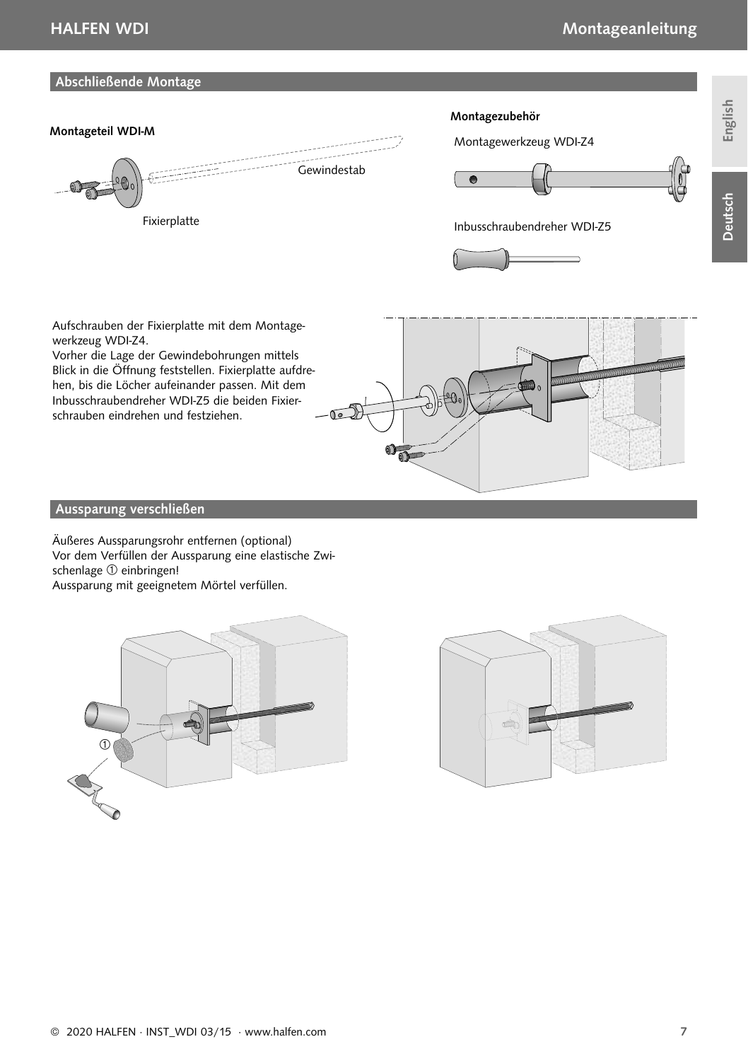## Abschließende Montage

**Montageteil WDI-M**

Gewindestab

Fixierplatte

**Montagezubehör**

Montagewerkzeug WDI-Z4

Inbusschraubendreher WDI-Z5

Aufschrauben der Fixierplatte mit dem Montagewerkzeug WDI-Z4.
Vorher die Lage der Gewindebohrungen mittels Blick in die Öffnung feststellen. Fixierplatte aufdrehen, bis die Löcher aufeinander passen. Mit dem Inbusschraubendreher WDI-Z5 die beiden Fixierschrauben eindrehen und festziehen.

## Aussparung verschließen

Äußeres Aussparungsrohr entfernen (optional)
Vor dem Verfüllen der Aussparung eine elastische Zwischenlage ① einbringen!
Aussparung mit geeignetem Mörtel verfüllen.

①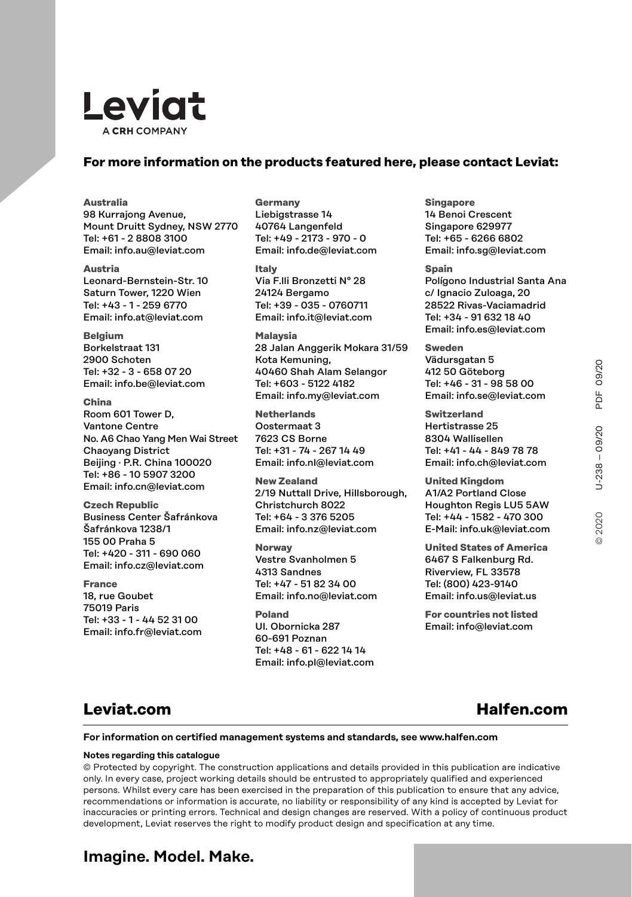Leviat

A CRH COMPANY

## For more information on the products featured here, please contact Leviat:

**Australia**
98 Kurrajong Avenue,
Mount Druitt Sydney, NSW 2770
Tel: +61 - 2 8808 3100
Email: info.au@leviat.com

**Austria**
Leonard-Bernstein-Str. 10
Saturn Tower, 1220 Wien
Tel: +43 - 1 - 259 6770
Email: info.at@leviat.com

**Belgium**
Borkelstraat 131
2900 Schoten
Tel: +32 - 3 - 658 07 20
Email: info.be@leviat.com

**China**
Room 601 Tower D,
Vantone Centre
No. A6 Chao Yang Men Wai Street
Chaoyang District
Beijing · P.R. China 100020
Tel: +86 - 10 5907 3200
Email: info.cn@leviat.com

**Czech Republic**
Business Center Šafránkova
Šafránkova 1238/1
155 00 Praha 5
Tel: +420 - 311 - 690 060
Email: info.cz@leviat.com

**France**
18, rue Goubet
75019 Paris
Tel: +33 - 1 - 44 52 31 00
Email: info.fr@leviat.com

**Germany**
Liebigstrasse 14
40764 Langenfeld
Tel: +49 - 2173 - 970 - 0
Email: info.de@leviat.com

**Italy**
Via F.lli Bronzetti N° 28
24124 Bergamo
Tel: +39 - 035 - 0760711
Email: info.it@leviat.com

**Malaysia**
28 Jalan Anggerik Mokara 31/59
Kota Kemuning,
40460 Shah Alam Selangor
Tel: +603 - 5122 4182
Email: info.my@leviat.com

**Netherlands**
Oostermaat 3
7623 CS Borne
Tel: +31 - 74 - 267 14 49
Email: info.nl@leviat.com

**New Zealand**
2/19 Nuttall Drive, Hillsborough,
Christchurch 8022
Tel: +64 - 3 376 5205
Email: info.nz@leviat.com

**Norway**
Vestre Svanholmen 5
4313 Sandnes
Tel: +47 - 51 82 34 00
Email: info.no@leviat.com

**Poland**
Ul. Obornicka 287
60-691 Poznan
Tel: +48 - 61 - 622 14 14
Email: info.pl@leviat.com

**Singapore**
14 Benoi Crescent
Singapore 629977
Tel: +65 - 6266 6802
Email: info.sg@leviat.com

**Spain**
Polígono Industrial Santa Ana
c/ Ignacio Zuloaga, 20
28522 Rivas-Vaciamadrid
Tel: +34 - 91 632 18 40
Email: info.es@leviat.com

**Sweden**
Vädursgatan 5
412 50 Göteborg
Tel: +46 - 31 - 98 58 00
Email: info.se@leviat.com

**Switzerland**
Hertistrasse 25
8304 Wallisellen
Tel: +41 - 44 - 849 78 78
Email: info.ch@leviat.com

**United Kingdom**
A1/A2 Portland Close
Houghton Regis LU5 5AW
Tel: +44 - 1582 - 470 300
E-Mail: info.uk@leviat.com

**United States of America**
6467 S Falkenburg Rd.
Riverview, FL 33578
Tel: (800) 423-9140
Email: info.us@leviat.us

**For countries not listed**
Email: info@leviat.com

© 2020 U-238 – 09/20 PDF 09/20

## Leviat.com

## Halfen.com

**For information on certified management systems and standards, see www.halfen.com**

**Notes regarding this catalogue**

© Protected by copyright. The construction applications and details provided in this publication are indicative only. In every case, project working details should be entrusted to appropriately qualified and experienced persons. Whilst every care has been exercised in the preparation of this publication to ensure that any advice, recommendations or information is accurate, no liability or responsibility of any kind is accepted by Leviat for inaccuracies or printing errors. Technical and design changes are reserved. With a policy of continuous product development, Leviat reserves the right to modify product design and specification at any time.

## Imagine. Model. Make.